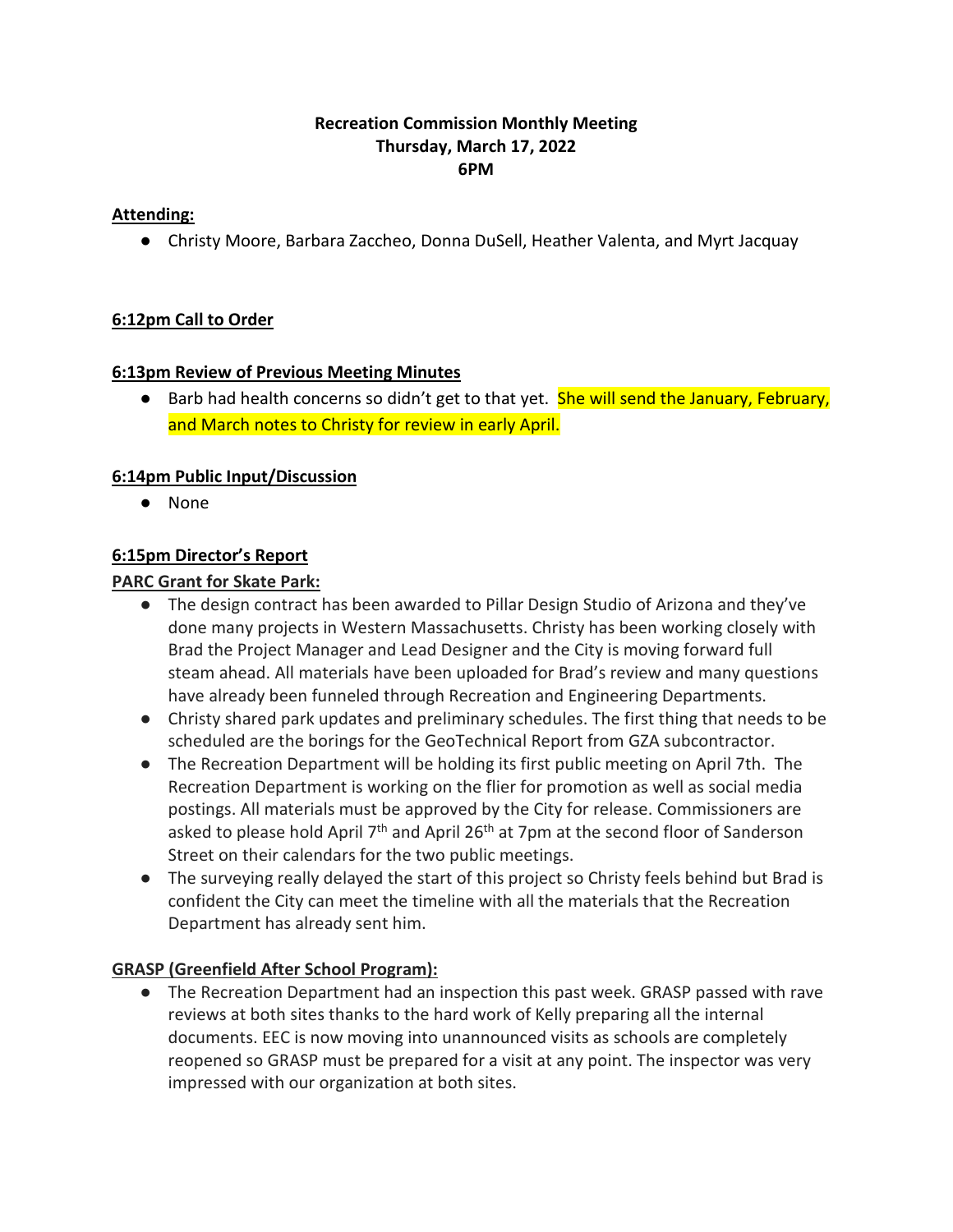**Recreation Commission Monthly Meeting**
**Thursday, March 17, 2022**
**6PM**

**Attending:**

- Christy Moore, Barbara Zaccheo, Donna DuSell, Heather Valenta, and Myrt Jacquay

**6:12pm Call to Order**

**6:13pm Review of Previous Meeting Minutes**

- Barb had health concerns so didn't get to that yet. She will send the January, February, and March notes to Christy for review in early April.

**6:14pm Public Input/Discussion**

- None

**6:15pm Director's Report**

**PARC Grant for Skate Park:**

- The design contract has been awarded to Pillar Design Studio of Arizona and they've done many projects in Western Massachusetts. Christy has been working closely with Brad the Project Manager and Lead Designer and the City is moving forward full steam ahead. All materials have been uploaded for Brad's review and many questions have already been funneled through Recreation and Engineering Departments.
- Christy shared park updates and preliminary schedules. The first thing that needs to be scheduled are the borings for the GeoTechnical Report from GZA subcontractor.
- The Recreation Department will be holding its first public meeting on April 7th. The Recreation Department is working on the flier for promotion as well as social media postings. All materials must be approved by the City for release. Commissioners are asked to please hold April 7th and April 26th at 7pm at the second floor of Sanderson Street on their calendars for the two public meetings.
- The surveying really delayed the start of this project so Christy feels behind but Brad is confident the City can meet the timeline with all the materials that the Recreation Department has already sent him.

**GRASP (Greenfield After School Program):**

- The Recreation Department had an inspection this past week. GRASP passed with rave reviews at both sites thanks to the hard work of Kelly preparing all the internal documents. EEC is now moving into unannounced visits as schools are completely reopened so GRASP must be prepared for a visit at any point. The inspector was very impressed with our organization at both sites.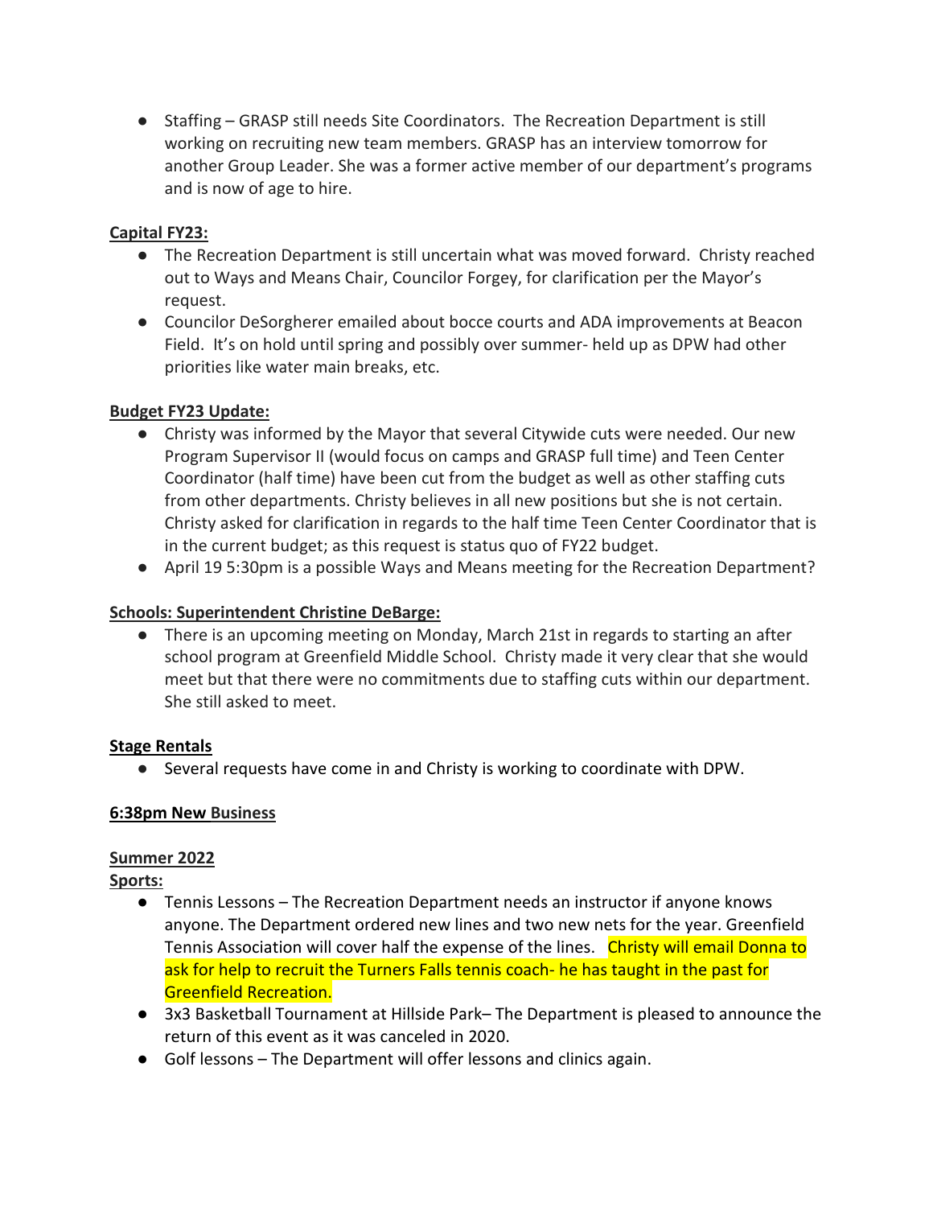- Staffing – GRASP still needs Site Coordinators. The Recreation Department is still working on recruiting new team members. GRASP has an interview tomorrow for another Group Leader. She was a former active member of our department's programs and is now of age to hire.

**Capital FY23:**

- The Recreation Department is still uncertain what was moved forward. Christy reached out to Ways and Means Chair, Councilor Forgey, for clarification per the Mayor's request.
- Councilor DeSorgherer emailed about bocce courts and ADA improvements at Beacon Field. It's on hold until spring and possibly over summer- held up as DPW had other priorities like water main breaks, etc.

**Budget FY23 Update:**

- Christy was informed by the Mayor that several Citywide cuts were needed. Our new Program Supervisor II (would focus on camps and GRASP full time) and Teen Center Coordinator (half time) have been cut from the budget as well as other staffing cuts from other departments. Christy believes in all new positions but she is not certain. Christy asked for clarification in regards to the half time Teen Center Coordinator that is in the current budget; as this request is status quo of FY22 budget.
- April 19 5:30pm is a possible Ways and Means meeting for the Recreation Department?

**Schools: Superintendent Christine DeBarge:**

- There is an upcoming meeting on Monday, March 21st in regards to starting an after school program at Greenfield Middle School. Christy made it very clear that she would meet but that there were no commitments due to staffing cuts within our department. She still asked to meet.

**Stage Rentals**

- Several requests have come in and Christy is working to coordinate with DPW.

**6:38pm New Business**

**Summer 2022**

**Sports:**

- Tennis Lessons – The Recreation Department needs an instructor if anyone knows anyone. The Department ordered new lines and two new nets for the year. Greenfield Tennis Association will cover half the expense of the lines. Christy will email Donna to ask for help to recruit the Turners Falls tennis coach- he has taught in the past for Greenfield Recreation.
- 3x3 Basketball Tournament at Hillside Park– The Department is pleased to announce the return of this event as it was canceled in 2020.
- Golf lessons – The Department will offer lessons and clinics again.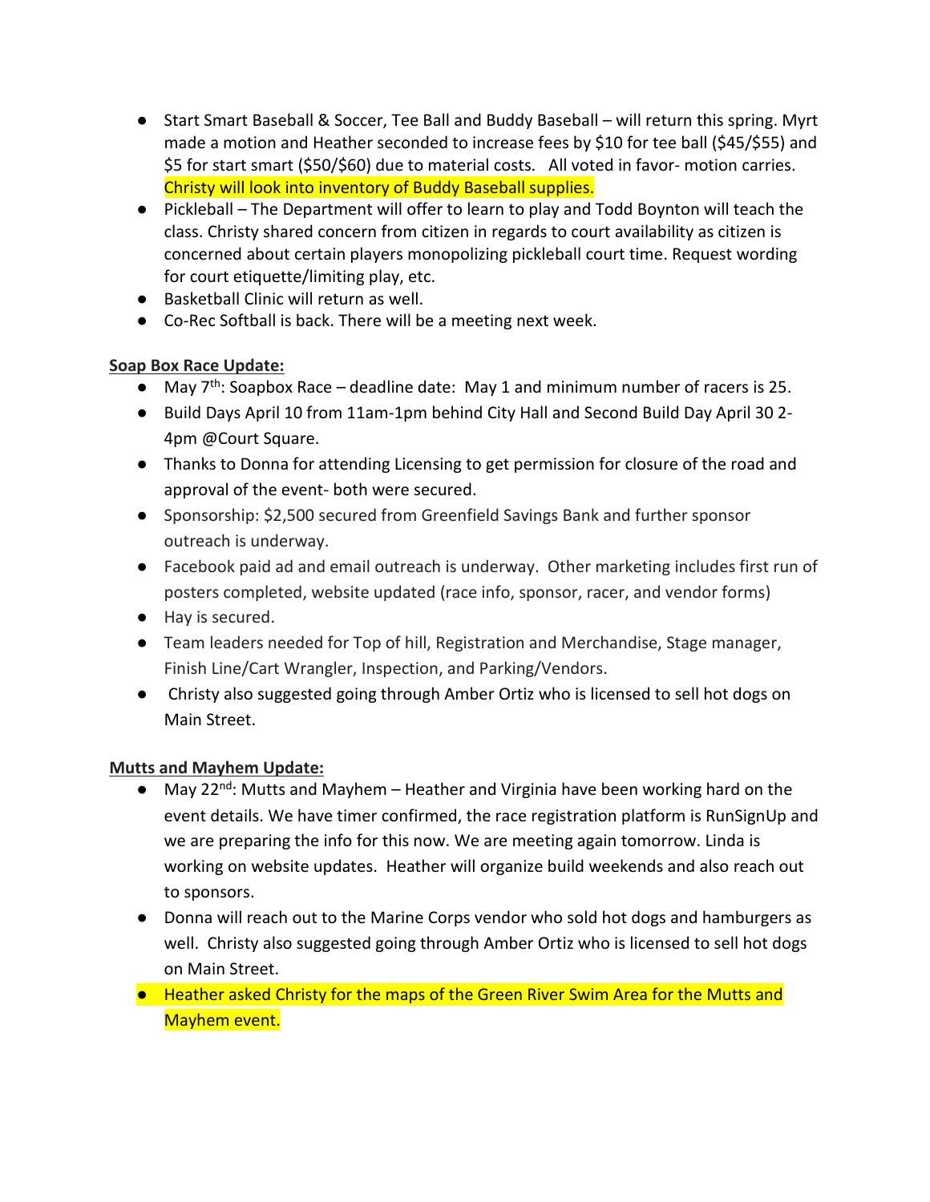- Start Smart Baseball & Soccer, Tee Ball and Buddy Baseball – will return this spring. Myrt made a motion and Heather seconded to increase fees by $10 for tee ball ($45/$55) and $5 for start smart ($50/$60) due to material costs. All voted in favor- motion carries. Christy will look into inventory of Buddy Baseball supplies.
- Pickleball – The Department will offer to learn to play and Todd Boynton will teach the class. Christy shared concern from citizen in regards to court availability as citizen is concerned about certain players monopolizing pickleball court time. Request wording for court etiquette/limiting play, etc.
- Basketball Clinic will return as well.
- Co-Rec Softball is back. There will be a meeting next week.

**Soap Box Race Update:**

- May 7th: Soapbox Race – deadline date: May 1 and minimum number of racers is 25.
- Build Days April 10 from 11am-1pm behind City Hall and Second Build Day April 30 2-4pm @Court Square.
- Thanks to Donna for attending Licensing to get permission for closure of the road and approval of the event- both were secured.
- Sponsorship: $2,500 secured from Greenfield Savings Bank and further sponsor outreach is underway.
- Facebook paid ad and email outreach is underway. Other marketing includes first run of posters completed, website updated (race info, sponsor, racer, and vendor forms)
- Hay is secured.
- Team leaders needed for Top of hill, Registration and Merchandise, Stage manager, Finish Line/Cart Wrangler, Inspection, and Parking/Vendors.
- Christy also suggested going through Amber Ortiz who is licensed to sell hot dogs on Main Street.

**Mutts and Mayhem Update:**

- May 22nd: Mutts and Mayhem – Heather and Virginia have been working hard on the event details. We have timer confirmed, the race registration platform is RunSignUp and we are preparing the info for this now. We are meeting again tomorrow. Linda is working on website updates. Heather will organize build weekends and also reach out to sponsors.
- Donna will reach out to the Marine Corps vendor who sold hot dogs and hamburgers as well. Christy also suggested going through Amber Ortiz who is licensed to sell hot dogs on Main Street.
- Heather asked Christy for the maps of the Green River Swim Area for the Mutts and Mayhem event.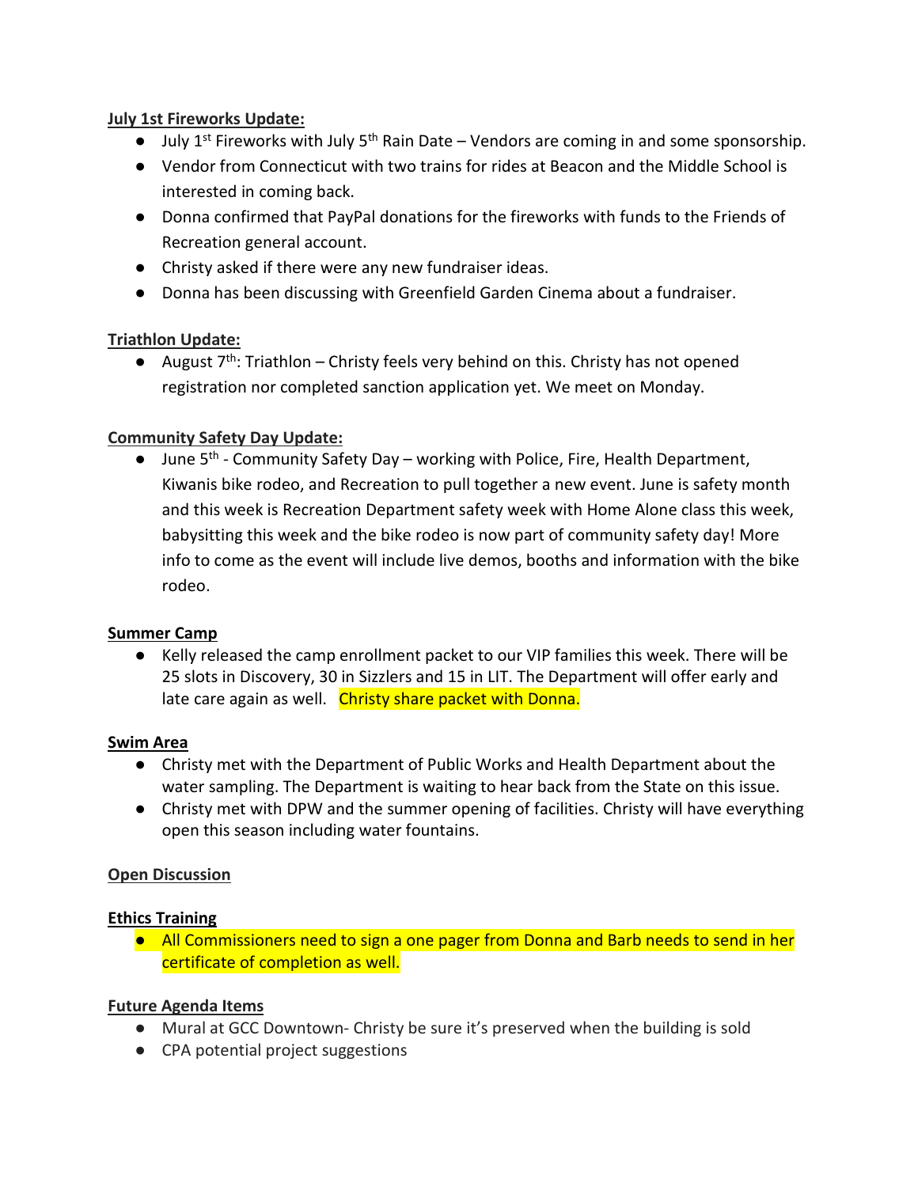**July 1st Fireworks Update:**

- July 1st Fireworks with July 5th Rain Date – Vendors are coming in and some sponsorship.
- Vendor from Connecticut with two trains for rides at Beacon and the Middle School is interested in coming back.
- Donna confirmed that PayPal donations for the fireworks with funds to the Friends of Recreation general account.
- Christy asked if there were any new fundraiser ideas.
- Donna has been discussing with Greenfield Garden Cinema about a fundraiser.

**Triathlon Update:**

- August 7th: Triathlon – Christy feels very behind on this. Christy has not opened registration nor completed sanction application yet. We meet on Monday.

**Community Safety Day Update:**

- June 5th - Community Safety Day – working with Police, Fire, Health Department, Kiwanis bike rodeo, and Recreation to pull together a new event. June is safety month and this week is Recreation Department safety week with Home Alone class this week, babysitting this week and the bike rodeo is now part of community safety day! More info to come as the event will include live demos, booths and information with the bike rodeo.

**Summer Camp**

- Kelly released the camp enrollment packet to our VIP families this week. There will be 25 slots in Discovery, 30 in Sizzlers and 15 in LIT. The Department will offer early and late care again as well. Christy share packet with Donna.

**Swim Area**

- Christy met with the Department of Public Works and Health Department about the water sampling. The Department is waiting to hear back from the State on this issue.
- Christy met with DPW and the summer opening of facilities. Christy will have everything open this season including water fountains.

**Open Discussion**

**Ethics Training**

- All Commissioners need to sign a one pager from Donna and Barb needs to send in her certificate of completion as well.

**Future Agenda Items**

- Mural at GCC Downtown- Christy be sure it's preserved when the building is sold
- CPA potential project suggestions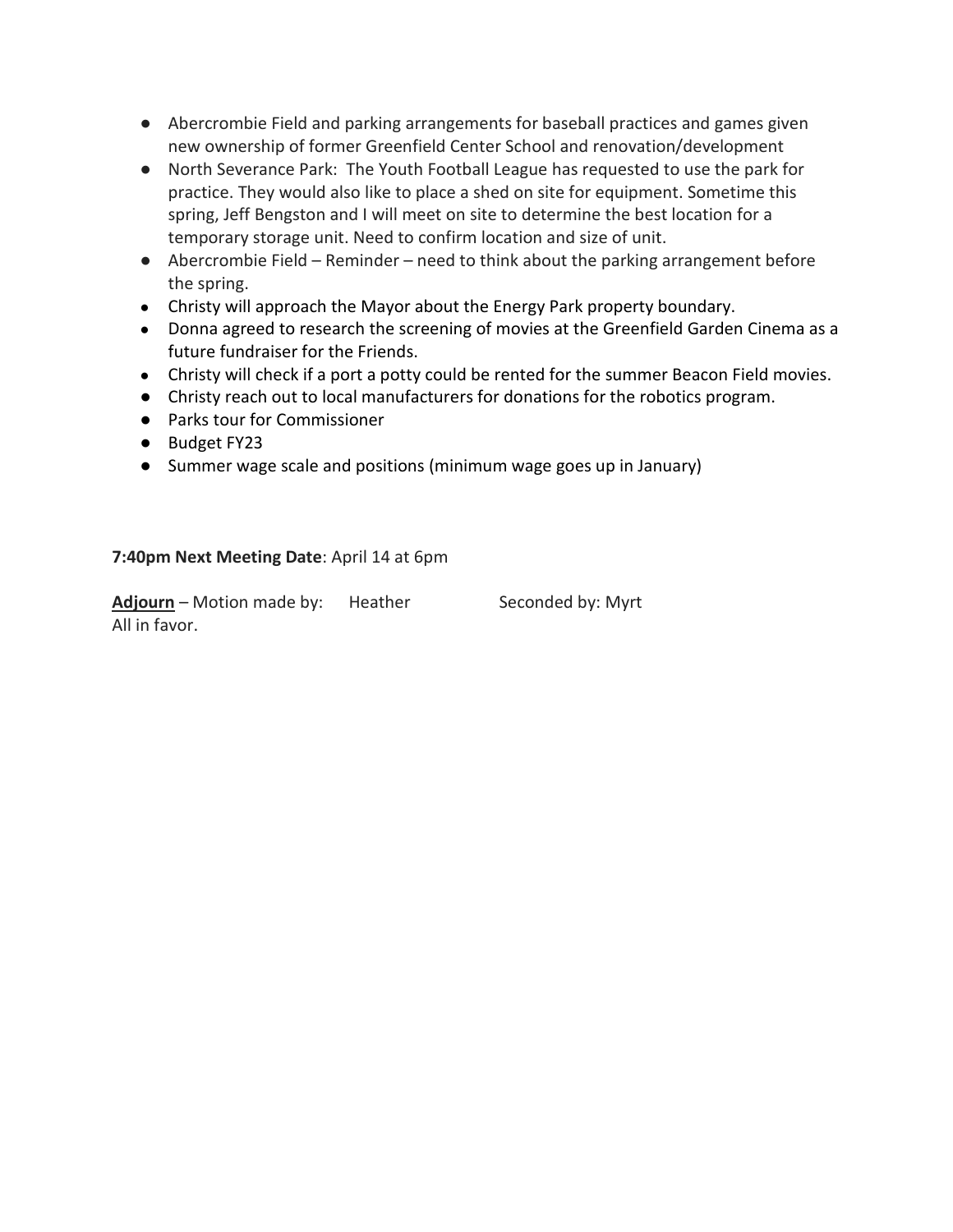- Abercrombie Field and parking arrangements for baseball practices and games given new ownership of former Greenfield Center School and renovation/development
- North Severance Park: The Youth Football League has requested to use the park for practice. They would also like to place a shed on site for equipment. Sometime this spring, Jeff Bengston and I will meet on site to determine the best location for a temporary storage unit. Need to confirm location and size of unit.
- Abercrombie Field – Reminder – need to think about the parking arrangement before the spring.
- Christy will approach the Mayor about the Energy Park property boundary.
- Donna agreed to research the screening of movies at the Greenfield Garden Cinema as a future fundraiser for the Friends.
- Christy will check if a port a potty could be rented for the summer Beacon Field movies.
- Christy reach out to local manufacturers for donations for the robotics program.
- Parks tour for Commissioner
- Budget FY23
- Summer wage scale and positions (minimum wage goes up in January)

**7:40pm Next Meeting Date**: April 14 at 6pm

**Adjourn** – Motion made by: Heather Seconded by: Myrt
All in favor.